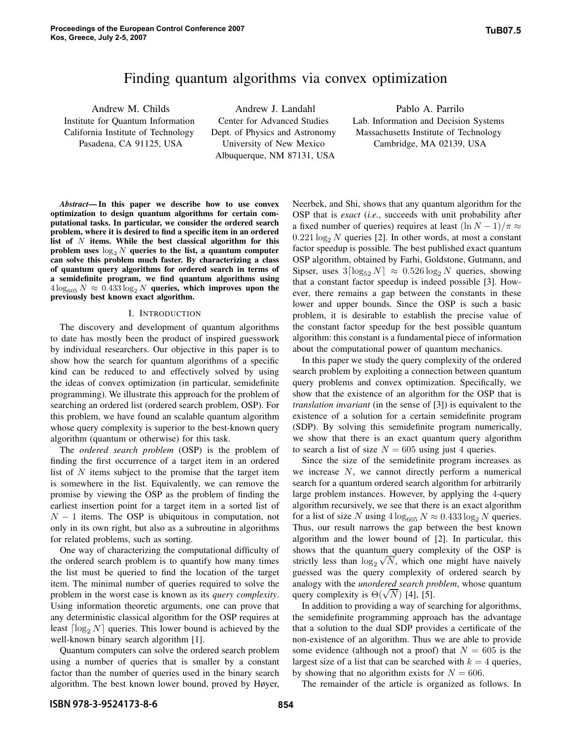# Finding quantum algorithms via convex optimization

Andrew M. Childs
Institute for Quantum Information
California Institute of Technology
Pasadena, CA 91125, USA

Andrew J. Landahl
Center for Advanced Studies
Dept. of Physics and Astronomy
University of New Mexico
Albuquerque, NM 87131, USA

Pablo A. Parrilo
Lab. Information and Decision Systems
Massachusetts Institute of Technology
Cambridge, MA 02139, USA

***Abstract*— In this paper we describe how to use convex optimization to design quantum algorithms for certain computational tasks. In particular, we consider the ordered search problem, where it is desired to find a specific item in an ordered list of $N$ items. While the best classical algorithm for this problem uses $\log_2 N$ queries to the list, a quantum computer can solve this problem much faster. By characterizing a class of quantum query algorithms for ordered search in terms of a semidefinite program, we find quantum algorithms using $4 \log_{605} N \approx 0.433 \log_2 N$ queries, which improves upon the previously best known exact algorithm.**

## I. Introduction

The discovery and development of quantum algorithms to date has mostly been the product of inspired guesswork by individual researchers. Our objective in this paper is to show how the search for quantum algorithms of a specific kind can be reduced to and effectively solved by using the ideas of convex optimization (in particular, semidefinite programming). We illustrate this approach for the problem of searching an ordered list (ordered search problem, OSP). For this problem, we have found an scalable quantum algorithm whose query complexity is superior to the best-known query algorithm (quantum or otherwise) for this task.

The *ordered search problem* (OSP) is the problem of finding the first occurrence of a target item in an ordered list of $N$ items subject to the promise that the target item is somewhere in the list. Equivalently, we can remove the promise by viewing the OSP as the problem of finding the earliest insertion point for a target item in a sorted list of $N - 1$ items. The OSP is ubiquitous in computation, not only in its own right, but also as a subroutine in algorithms for related problems, such as sorting.

One way of characterizing the computational difficulty of the ordered search problem is to quantify how many times the list must be queried to find the location of the target item. The minimal number of queries required to solve the problem in the worst case is known as its *query complexity*. Using information theoretic arguments, one can prove that any deterministic classical algorithm for the OSP requires at least $\lceil \log_2 N \rceil$ queries. This lower bound is achieved by the well-known binary search algorithm [1].

Quantum computers can solve the ordered search problem using a number of queries that is smaller by a constant factor than the number of queries used in the binary search algorithm. The best known lower bound, proved by Høyer, Neerbek, and Shi, shows that any quantum algorithm for the OSP that is *exact* (*i.e.*, succeeds with unit probability after a fixed number of queries) requires at least $(\ln N - 1)/\pi \approx 0.221 \log_2 N$ queries [2]. In other words, at most a constant factor speedup is possible. The best published exact quantum OSP algorithm, obtained by Farhi, Goldstone, Gutmann, and Sipser, uses $3\lceil \log_{52} N \rceil \approx 0.526 \log_2 N$ queries, showing that a constant factor speedup is indeed possible [3]. However, there remains a gap between the constants in these lower and upper bounds. Since the OSP is such a basic problem, it is desirable to establish the precise value of the constant factor speedup for the best possible quantum algorithm: this constant is a fundamental piece of information about the computational power of quantum mechanics.

In this paper we study the query complexity of the ordered search problem by exploiting a connection between quantum query problems and convex optimization. Specifically, we show that the existence of an algorithm for the OSP that is *translation invariant* (in the sense of [3]) is equivalent to the existence of a solution for a certain semidefinite program (SDP). By solving this semidefinite program numerically, we show that there is an exact quantum query algorithm to search a list of size $N = 605$ using just 4 queries.

Since the size of the semidefinite program increases as we increase $N$, we cannot directly perform a numerical search for a quantum ordered search algorithm for arbitrarily large problem instances. However, by applying the 4-query algorithm recursively, we see that there is an exact algorithm for a list of size $N$ using $4 \log_{605} N \approx 0.433 \log_2 N$ queries. Thus, our result narrows the gap between the best known algorithm and the lower bound of [2]. In particular, this shows that the quantum query complexity of the OSP is strictly less than $\log_2 \sqrt{N}$, which one might have naively guessed was the query complexity of ordered search by analogy with the *unordered search problem*, whose quantum query complexity is $\Theta(\sqrt{N})$ [4], [5].

In addition to providing a way of searching for algorithms, the semidefinite programming approach has the advantage that a solution to the dual SDP provides a certificate of the non-existence of an algorithm. Thus we are able to provide some evidence (although not a proof) that $N = 605$ is the largest size of a list that can be searched with $k = 4$ queries, by showing that no algorithm exists for $N = 606$.

The remainder of the article is organized as follows. In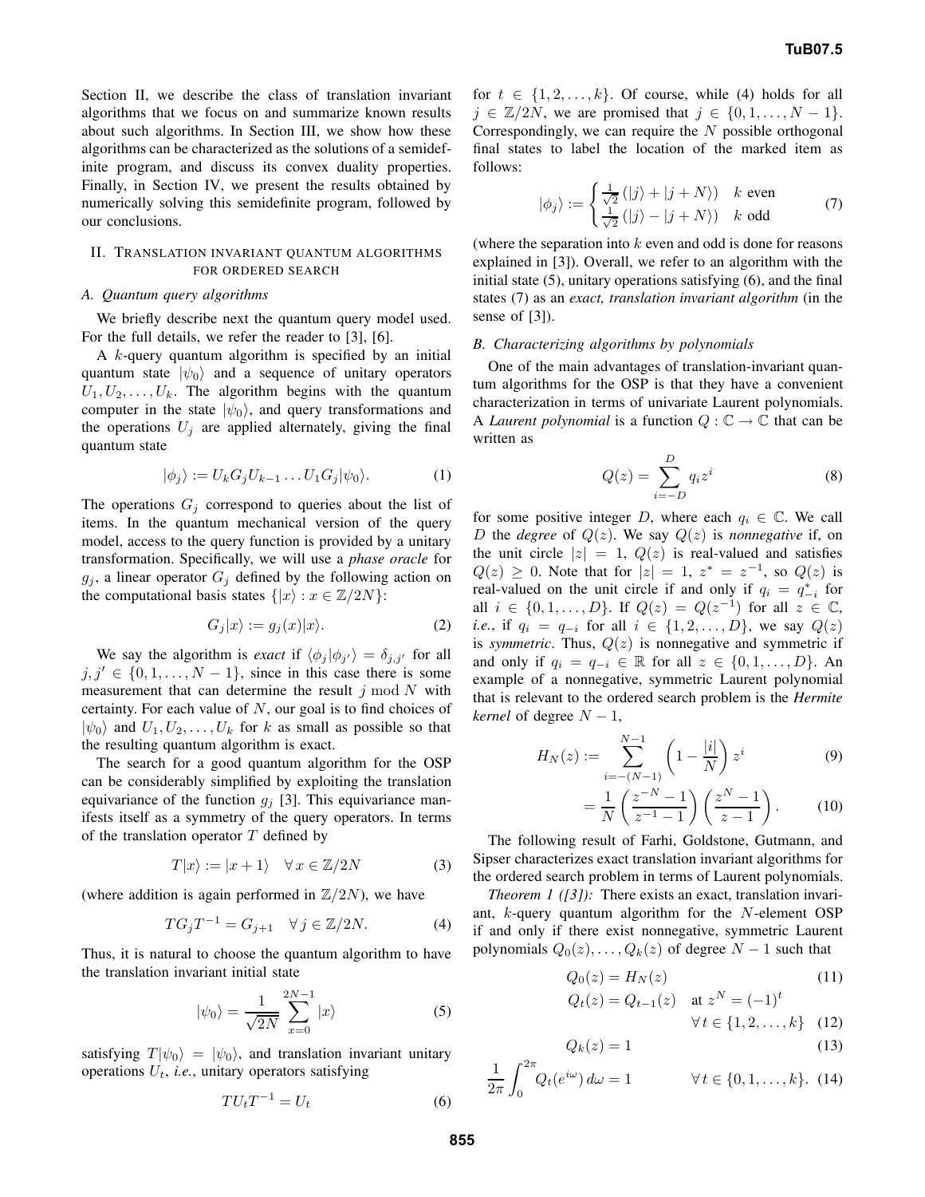Section II, we describe the class of translation invariant algorithms that we focus on and summarize known results about such algorithms. In Section III, we show how these algorithms can be characterized as the solutions of a semidefinite program, and discuss its convex duality properties. Finally, in Section IV, we present the results obtained by numerically solving this semidefinite program, followed by our conclusions.

## II. Translation invariant quantum algorithms for ordered search

### A. Quantum query algorithms

We briefly describe next the quantum query model used. For the full details, we refer the reader to [3], [6].

A $k$-query quantum algorithm is specified by an initial quantum state $|\psi_0\rangle$ and a sequence of unitary operators $U_1, U_2, \ldots, U_k$. The algorithm begins with the quantum computer in the state $|\psi_0\rangle$, and query transformations and the operations $U_j$ are applied alternately, giving the final quantum state

$$|\phi_j\rangle := U_k G_j U_{k-1} \ldots U_1 G_j |\psi_0\rangle. \tag{1}$$

The operations $G_j$ correspond to queries about the list of items. In the quantum mechanical version of the query model, access to the query function is provided by a unitary transformation. Specifically, we will use a *phase oracle* for $g_j$, a linear operator $G_j$ defined by the following action on the computational basis states $\{|x\rangle : x \in \mathbb{Z}/2N\}$:

$$G_j|x\rangle := g_j(x)|x\rangle. \tag{2}$$

We say the algorithm is *exact* if $\langle\phi_j|\phi_{j'}\rangle = \delta_{j,j'}$ for all $j, j' \in \{0, 1, \ldots, N-1\}$, since in this case there is some measurement that can determine the result $j \bmod N$ with certainty. For each value of $N$, our goal is to find choices of $|\psi_0\rangle$ and $U_1, U_2, \ldots, U_k$ for $k$ as small as possible so that the resulting quantum algorithm is exact.

The search for a good quantum algorithm for the OSP can be considerably simplified by exploiting the translation equivariance of the function $g_j$ [3]. This equivariance manifests itself as a symmetry of the query operators. In terms of the translation operator $T$ defined by

$$T|x\rangle := |x+1\rangle \quad \forall\, x \in \mathbb{Z}/2N \tag{3}$$

(where addition is again performed in $\mathbb{Z}/2N$), we have

$$T G_j T^{-1} = G_{j+1} \quad \forall\, j \in \mathbb{Z}/2N. \tag{4}$$

Thus, it is natural to choose the quantum algorithm to have the translation invariant initial state

$$|\psi_0\rangle = \frac{1}{\sqrt{2N}} \sum_{x=0}^{2N-1} |x\rangle \tag{5}$$

satisfying $T|\psi_0\rangle = |\psi_0\rangle$, and translation invariant unitary operations $U_t$, *i.e.*, unitary operators satisfying

$$T U_t T^{-1} = U_t \tag{6}$$

for $t \in \{1, 2, \ldots, k\}$. Of course, while (4) holds for all $j \in \mathbb{Z}/2N$, we are promised that $j \in \{0, 1, \ldots, N-1\}$. Correspondingly, we can require the $N$ possible orthogonal final states to label the location of the marked item as follows:

$$|\phi_j\rangle := \begin{cases} \frac{1}{\sqrt{2}}\left(|j\rangle + |j+N\rangle\right) & k \text{ even} \\ \frac{1}{\sqrt{2}}\left(|j\rangle - |j+N\rangle\right) & k \text{ odd} \end{cases} \tag{7}$$

(where the separation into $k$ even and odd is done for reasons explained in [3]). Overall, we refer to an algorithm with the initial state (5), unitary operations satisfying (6), and the final states (7) as an *exact, translation invariant algorithm* (in the sense of [3]).

### B. Characterizing algorithms by polynomials

One of the main advantages of translation-invariant quantum algorithms for the OSP is that they have a convenient characterization in terms of univariate Laurent polynomials. A *Laurent polynomial* is a function $Q : \mathbb{C} \to \mathbb{C}$ that can be written as

$$Q(z) = \sum_{i=-D}^{D} q_i z^i \tag{8}$$

for some positive integer $D$, where each $q_i \in \mathbb{C}$. We call $D$ the *degree* of $Q(z)$. We say $Q(z)$ is *nonnegative* if, on the unit circle $|z| = 1$, $Q(z)$ is real-valued and satisfies $Q(z) \geq 0$. Note that for $|z| = 1$, $z^* = z^{-1}$, so $Q(z)$ is real-valued on the unit circle if and only if $q_i = q_{-i}^*$ for all $i \in \{0, 1, \ldots, D\}$. If $Q(z) = Q(z^{-1})$ for all $z \in \mathbb{C}$, *i.e.*, if $q_i = q_{-i}$ for all $i \in \{1, 2, \ldots, D\}$, we say $Q(z)$ is *symmetric*. Thus, $Q(z)$ is nonnegative and symmetric if and only if $q_i = q_{-i} \in \mathbb{R}$ for all $z \in \{0, 1, \ldots, D\}$. An example of a nonnegative, symmetric Laurent polynomial that is relevant to the ordered search problem is the *Hermite kernel* of degree $N-1$,

$$H_N(z) := \sum_{i=-(N-1)}^{N-1} \left(1 - \frac{|i|}{N}\right) z^i \tag{9}$$

$$= \frac{1}{N}\left(\frac{z^{-N}-1}{z^{-1}-1}\right)\left(\frac{z^{N}-1}{z-1}\right). \tag{10}$$

The following result of Farhi, Goldstone, Gutmann, and Sipser characterizes exact translation invariant algorithms for the ordered search problem in terms of Laurent polynomials.

*Theorem 1 ([3]):* There exists an exact, translation invariant, $k$-query quantum algorithm for the $N$-element OSP if and only if there exist nonnegative, symmetric Laurent polynomials $Q_0(z), \ldots, Q_k(z)$ of degree $N-1$ such that

$$Q_0(z) = H_N(z) \tag{11}$$

$$Q_t(z) = Q_{t-1}(z) \quad \text{at } z^N = (-1)^t \quad \forall\, t \in \{1, 2, \ldots, k\} \tag{12}$$

$$Q_k(z) = 1 \tag{13}$$

$$\frac{1}{2\pi}\int_0^{2\pi} Q_t(e^{i\omega})\, d\omega = 1 \qquad \forall\, t \in \{0, 1, \ldots, k\}. \tag{14}$$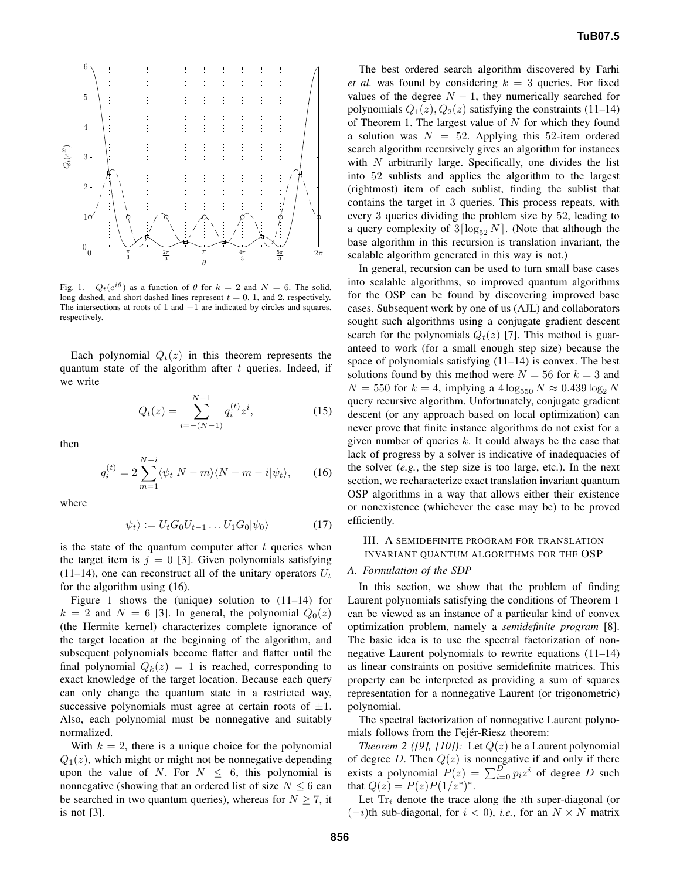Fig. 1. $Q_t(e^{i\theta})$ as a function of $\theta$ for $k = 2$ and $N = 6$. The solid, long dashed, and short dashed lines represent $t = 0$, 1, and 2, respectively. The intersections at roots of 1 and $-1$ are indicated by circles and squares, respectively.

Each polynomial $Q_t(z)$ in this theorem represents the quantum state of the algorithm after $t$ queries. Indeed, if we write

$$Q_t(z) = \sum_{i=-(N-1)}^{N-1} q_i^{(t)} z^i, \tag{15}$$

then

$$q_i^{(t)} = 2 \sum_{m=1}^{N-i} \langle \psi_t | N - m \rangle \langle N - m - i | \psi_t \rangle, \tag{16}$$

where

$$|\psi_t\rangle := U_t G_0 U_{t-1} \dots U_1 G_0 |\psi_0\rangle \tag{17}$$

is the state of the quantum computer after $t$ queries when the target item is $j = 0$ [3]. Given polynomials satisfying (11–14), one can reconstruct all of the unitary operators $U_t$ for the algorithm using (16).

Figure 1 shows the (unique) solution to (11–14) for $k = 2$ and $N = 6$ [3]. In general, the polynomial $Q_0(z)$ (the Hermite kernel) characterizes complete ignorance of the target location at the beginning of the algorithm, and subsequent polynomials become flatter and flatter until the final polynomial $Q_k(z) = 1$ is reached, corresponding to exact knowledge of the target location. Because each query can only change the quantum state in a restricted way, successive polynomials must agree at certain roots of $\pm 1$. Also, each polynomial must be nonnegative and suitably normalized.

With $k = 2$, there is a unique choice for the polynomial $Q_1(z)$, which might or might not be nonnegative depending upon the value of $N$. For $N \leq 6$, this polynomial is nonnegative (showing that an ordered list of size $N \leq 6$ can be searched in two quantum queries), whereas for $N \geq 7$, it is not [3].

The best ordered search algorithm discovered by Farhi *et al.* was found by considering $k = 3$ queries. For fixed values of the degree $N - 1$, they numerically searched for polynomials $Q_1(z), Q_2(z)$ satisfying the constraints (11–14) of Theorem 1. The largest value of $N$ for which they found a solution was $N = 52$. Applying this 52-item ordered search algorithm recursively gives an algorithm for instances with $N$ arbitrarily large. Specifically, one divides the list into 52 sublists and applies the algorithm to the largest (rightmost) item of each sublist, finding the sublist that contains the target in 3 queries. This process repeats, with every 3 queries dividing the problem size by 52, leading to a query complexity of $3\lceil \log_{52} N \rceil$. (Note that although the base algorithm in this recursion is translation invariant, the scalable algorithm generated in this way is not.)

In general, recursion can be used to turn small base cases into scalable algorithms, so improved quantum algorithms for the OSP can be found by discovering improved base cases. Subsequent work by one of us (AJL) and collaborators sought such algorithms using a conjugate gradient descent search for the polynomials $Q_t(z)$ [7]. This method is guaranteed to work (for a small enough step size) because the space of polynomials satisfying (11–14) is convex. The best solutions found by this method were $N = 56$ for $k = 3$ and $N = 550$ for $k = 4$, implying a $4 \log_{550} N \approx 0.439 \log_2 N$ query recursive algorithm. Unfortunately, conjugate gradient descent (or any approach based on local optimization) can never prove that finite instance algorithms do not exist for a given number of queries $k$. It could always be the case that lack of progress by a solver is indicative of inadequacies of the solver (*e.g.*, the step size is too large, etc.). In the next section, we recharacterize exact translation invariant quantum OSP algorithms in a way that allows either their existence or nonexistence (whichever the case may be) to be proved efficiently.

## III. A SEMIDEFINITE PROGRAM FOR TRANSLATION INVARIANT QUANTUM ALGORITHMS FOR THE OSP

### A. Formulation of the SDP

In this section, we show that the problem of finding Laurent polynomials satisfying the conditions of Theorem 1 can be viewed as an instance of a particular kind of convex optimization problem, namely a *semidefinite program* [8]. The basic idea is to use the spectral factorization of nonnegative Laurent polynomials to rewrite equations (11–14) as linear constraints on positive semidefinite matrices. This property can be interpreted as providing a sum of squares representation for a nonnegative Laurent (or trigonometric) polynomial.

The spectral factorization of nonnegative Laurent polynomials follows from the Fejér-Riesz theorem:

*Theorem 2 ([9], [10]):* Let $Q(z)$ be a Laurent polynomial of degree $D$. Then $Q(z)$ is nonnegative if and only if there exists a polynomial $P(z) = \sum_{i=0}^{D} p_i z^i$ of degree $D$ such that $Q(z) = P(z)P(1/z^*)^*$.

Let $\mathrm{Tr}_i$ denote the trace along the $i$th super-diagonal (or $(-i)$th sub-diagonal, for $i < 0$), *i.e.*, for an $N \times N$ matrix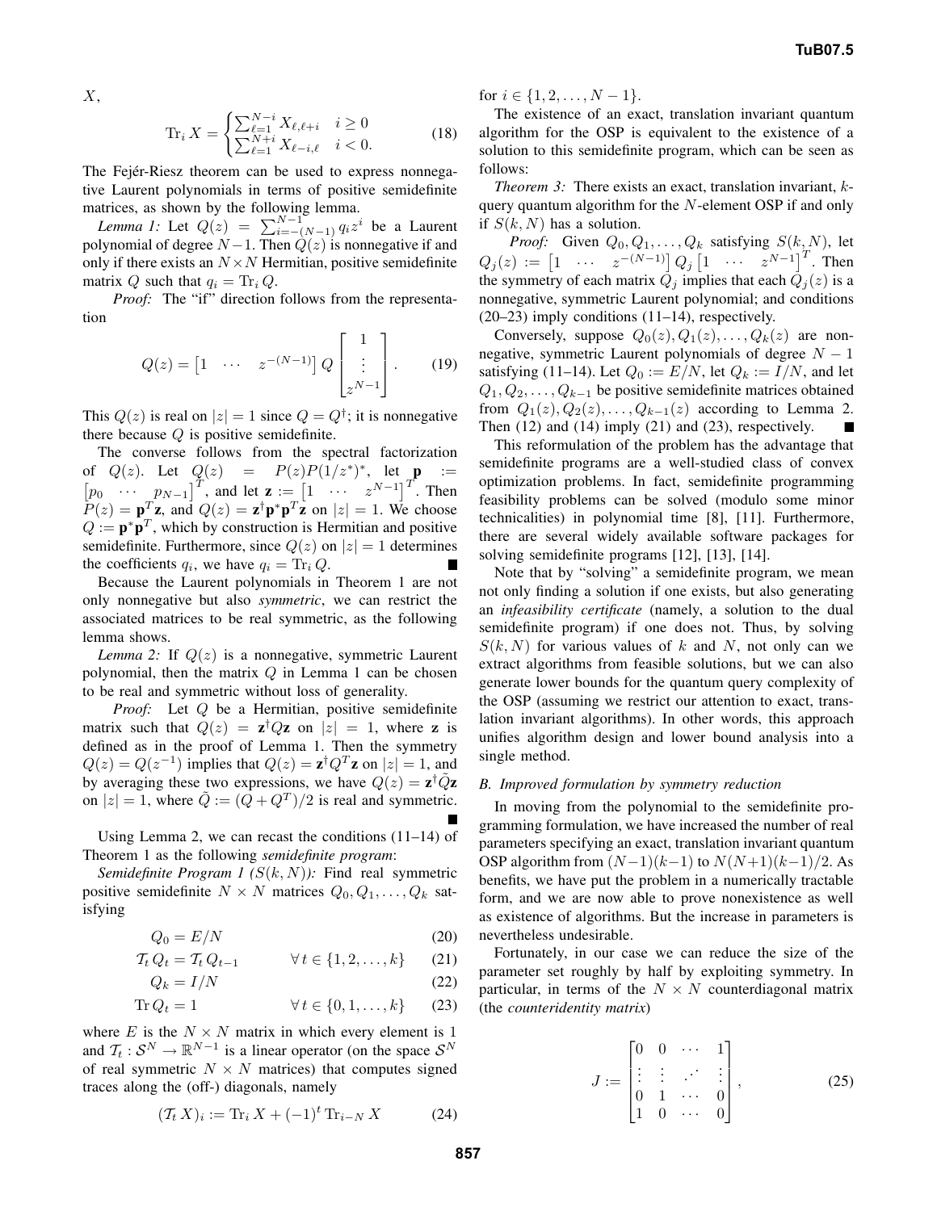$X$,

$$\operatorname{Tr}_i X = \begin{cases} \sum_{\ell=1}^{N-i} X_{\ell,\ell+i} & i \geq 0 \\ \sum_{\ell=1}^{N+i} X_{\ell-i,\ell} & i < 0. \end{cases} \tag{18}$$

The Fejér-Riesz theorem can be used to express nonnegative Laurent polynomials in terms of positive semidefinite matrices, as shown by the following lemma.

*Lemma 1:* Let $Q(z) = \sum_{i=-(N-1)}^{N-1} q_i z^i$ be a Laurent polynomial of degree $N-1$. Then $Q(z)$ is nonnegative if and only if there exists an $N \times N$ Hermitian, positive semidefinite matrix $Q$ such that $q_i = \operatorname{Tr}_i Q$.

*Proof:* The "if" direction follows from the representation

$$Q(z) = \begin{bmatrix} 1 & \cdots & z^{-(N-1)} \end{bmatrix} Q \begin{bmatrix} 1 \\ \vdots \\ z^{N-1} \end{bmatrix}. \tag{19}$$

This $Q(z)$ is real on $|z| = 1$ since $Q = Q^\dagger$; it is nonnegative there because $Q$ is positive semidefinite.

The converse follows from the spectral factorization of $Q(z)$. Let $Q(z) = P(z)P(1/z^*)^*$, let $\mathbf{p} := \begin{bmatrix} p_0 & \cdots & p_{N-1} \end{bmatrix}^T$, and let $\mathbf{z} := \begin{bmatrix} 1 & \cdots & z^{N-1} \end{bmatrix}^T$. Then $P(z) = \mathbf{p}^T \mathbf{z}$, and $Q(z) = \mathbf{z}^\dagger \mathbf{p}^* \mathbf{p}^T \mathbf{z}$ on $|z| = 1$. We choose $Q := \mathbf{p}^* \mathbf{p}^T$, which by construction is Hermitian and positive semidefinite. Furthermore, since $Q(z)$ on $|z| = 1$ determines the coefficients $q_i$, we have $q_i = \operatorname{Tr}_i Q$. ∎

Because the Laurent polynomials in Theorem 1 are not only nonnegative but also *symmetric*, we can restrict the associated matrices to be real symmetric, as the following lemma shows.

*Lemma 2:* If $Q(z)$ is a nonnegative, symmetric Laurent polynomial, then the matrix $Q$ in Lemma 1 can be chosen to be real and symmetric without loss of generality.

*Proof:* Let $Q$ be a Hermitian, positive semidefinite matrix such that $Q(z) = \mathbf{z}^\dagger Q \mathbf{z}$ on $|z| = 1$, where $\mathbf{z}$ is defined as in the proof of Lemma 1. Then the symmetry $Q(z) = Q(z^{-1})$ implies that $Q(z) = \mathbf{z}^\dagger Q^T \mathbf{z}$ on $|z| = 1$, and by averaging these two expressions, we have $Q(z) = \mathbf{z}^\dagger \tilde{Q} \mathbf{z}$ on $|z| = 1$, where $\tilde{Q} := (Q + Q^T)/2$ is real and symmetric. ∎

Using Lemma 2, we can recast the conditions (11–14) of Theorem 1 as the following *semidefinite program*:

*Semidefinite Program 1 ($S(k, N)$):* Find real symmetric positive semidefinite $N \times N$ matrices $Q_0, Q_1, \ldots, Q_k$ satisfying

$$Q_0 = E/N \tag{20}$$

$$\mathcal{T}_t \, Q_t = \mathcal{T}_t \, Q_{t-1} \qquad \forall \, t \in \{1, 2, \ldots, k\} \tag{21}$$

$$Q_k = I/N \tag{22}$$

$$\operatorname{Tr} Q_t = 1 \qquad \forall \, t \in \{0, 1, \ldots, k\} \tag{23}$$

where $E$ is the $N \times N$ matrix in which every element is 1 and $\mathcal{T}_t : \mathcal{S}^N \to \mathbb{R}^{N-1}$ is a linear operator (on the space $\mathcal{S}^N$ of real symmetric $N \times N$ matrices) that computes signed traces along the (off-) diagonals, namely

$$(\mathcal{T}_t \, X)_i := \operatorname{Tr}_i X + (-1)^t \operatorname{Tr}_{i-N} X \tag{24}$$

for $i \in \{1, 2, \ldots, N-1\}$.

The existence of an exact, translation invariant quantum algorithm for the OSP is equivalent to the existence of a solution to this semidefinite program, which can be seen as follows:

*Theorem 3:* There exists an exact, translation invariant, $k$-query quantum algorithm for the $N$-element OSP if and only if $S(k, N)$ has a solution.

*Proof:* Given $Q_0, Q_1, \ldots, Q_k$ satisfying $S(k, N)$, let $Q_j(z) := \begin{bmatrix} 1 & \cdots & z^{-(N-1)} \end{bmatrix} Q_j \begin{bmatrix} 1 & \cdots & z^{N-1} \end{bmatrix}^T$. Then the symmetry of each matrix $Q_j$ implies that each $Q_j(z)$ is a nonnegative, symmetric Laurent polynomial; and conditions (20–23) imply conditions (11–14), respectively.

Conversely, suppose $Q_0(z), Q_1(z), \ldots, Q_k(z)$ are nonnegative, symmetric Laurent polynomials of degree $N-1$ satisfying (11–14). Let $Q_0 := E/N$, let $Q_k := I/N$, and let $Q_1, Q_2, \ldots, Q_{k-1}$ be positive semidefinite matrices obtained from $Q_1(z), Q_2(z), \ldots, Q_{k-1}(z)$ according to Lemma 2. Then (12) and (14) imply (21) and (23), respectively. ∎

This reformulation of the problem has the advantage that semidefinite programs are a well-studied class of convex optimization problems. In fact, semidefinite programming feasibility problems can be solved (modulo some minor technicalities) in polynomial time [8], [11]. Furthermore, there are several widely available software packages for solving semidefinite programs [12], [13], [14].

Note that by "solving" a semidefinite program, we mean not only finding a solution if one exists, but also generating an *infeasibility certificate* (namely, a solution to the dual semidefinite program) if one does not. Thus, by solving $S(k, N)$ for various values of $k$ and $N$, not only can we extract algorithms from feasible solutions, but we can also generate lower bounds for the quantum query complexity of the OSP (assuming we restrict our attention to exact, translation invariant algorithms). In other words, this approach unifies algorithm design and lower bound analysis into a single method.

### B. Improved formulation by symmetry reduction

In moving from the polynomial to the semidefinite programming formulation, we have increased the number of real parameters specifying an exact, translation invariant quantum OSP algorithm from $(N-1)(k-1)$ to $N(N+1)(k-1)/2$. As benefits, we have put the problem in a numerically tractable form, and we are now able to prove nonexistence as well as existence of algorithms. But the increase in parameters is nevertheless undesirable.

Fortunately, in our case we can reduce the size of the parameter set roughly by half by exploiting symmetry. In particular, in terms of the $N \times N$ counterdiagonal matrix (the *counteridentity matrix*)

$$J := \begin{bmatrix} 0 & 0 & \cdots & 1 \\ \vdots & \vdots & \iddots & \vdots \\ 0 & 1 & \cdots & 0 \\ 1 & 0 & \cdots & 0 \end{bmatrix}, \tag{25}$$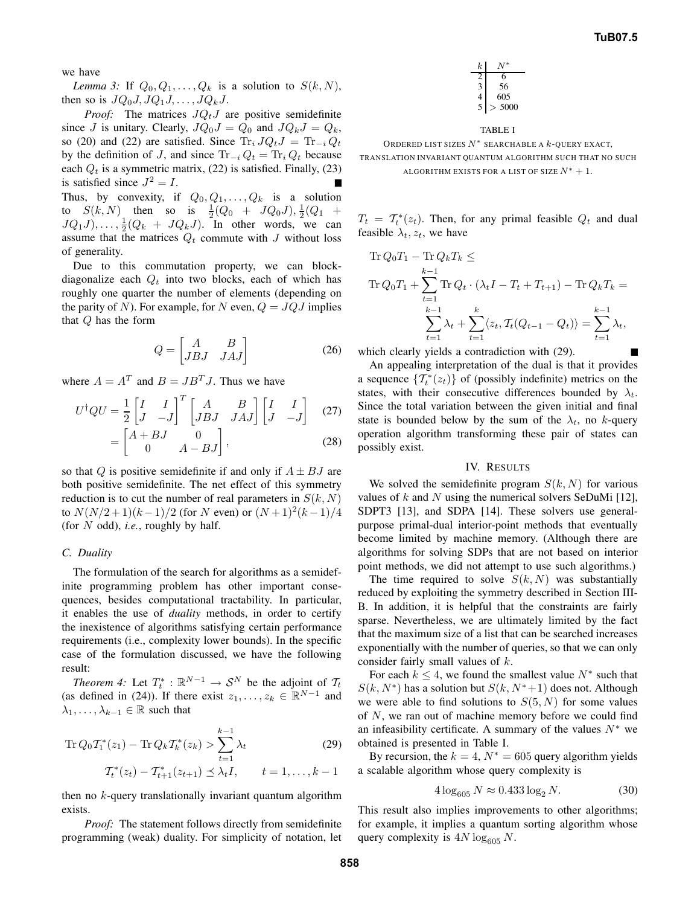we have

*Lemma 3:* If $Q_0, Q_1, \ldots, Q_k$ is a solution to $S(k,N)$, then so is $JQ_0J, JQ_1J, \ldots, JQ_kJ$.

*Proof:* The matrices $JQ_tJ$ are positive semidefinite since $J$ is unitary. Clearly, $JQ_0J = Q_0$ and $JQ_kJ = Q_k$, so (20) and (22) are satisfied. Since $\operatorname{Tr}_i JQ_tJ = \operatorname{Tr}_{-i} Q_t$ by the definition of $J$, and since $\operatorname{Tr}_{-i} Q_t = \operatorname{Tr}_i Q_t$ because each $Q_t$ is a symmetric matrix, (22) is satisfied. Finally, (23) is satisfied since $J^2 = I$. ■

Thus, by convexity, if $Q_0, Q_1, \ldots, Q_k$ is a solution to $S(k,N)$ then so is $\frac{1}{2}(Q_0 + JQ_0J), \frac{1}{2}(Q_1 + JQ_1J), \ldots, \frac{1}{2}(Q_k + JQ_kJ)$. In other words, we can assume that the matrices $Q_t$ commute with $J$ without loss of generality.

Due to this commutation property, we can block-diagonalize each $Q_t$ into two blocks, each of which has roughly one quarter the number of elements (depending on the parity of $N$). For example, for $N$ even, $Q = JQJ$ implies that $Q$ has the form

$$Q = \begin{bmatrix} A & B \\ JBJ & JAJ \end{bmatrix} \tag{26}$$

where $A = A^T$ and $B = JB^TJ$. Thus we have

$$U^\dagger Q U = \frac{1}{2}\begin{bmatrix} I & I \\ J & -J \end{bmatrix}^T \begin{bmatrix} A & B \\ JBJ & JAJ \end{bmatrix} \begin{bmatrix} I & I \\ J & -J \end{bmatrix} \tag{27}$$

$$= \begin{bmatrix} A + BJ & 0 \\ 0 & A - BJ \end{bmatrix}, \tag{28}$$

so that $Q$ is positive semidefinite if and only if $A \pm BJ$ are both positive semidefinite. The net effect of this symmetry reduction is to cut the number of real parameters in $S(k,N)$ to $N(N/2+1)(k-1)/2$ (for $N$ even) or $(N+1)^2(k-1)/4$ (for $N$ odd), *i.e.*, roughly by half.

### C. Duality

The formulation of the search for algorithms as a semidefinite programming problem has other important consequences, besides computational tractability. In particular, it enables the use of *duality* methods, in order to certify the inexistence of algorithms satisfying certain performance requirements (i.e., complexity lower bounds). In the specific case of the formulation discussed, we have the following result:

*Theorem 4:* Let $T_t^* : \mathbb{R}^{N-1} \to \mathcal{S}^N$ be the adjoint of $\mathcal{T}_t$ (as defined in (24)). If there exist $z_1, \ldots, z_k \in \mathbb{R}^{N-1}$ and $\lambda_1, \ldots, \lambda_{k-1} \in \mathbb{R}$ such that

$$\operatorname{Tr} Q_0 \mathcal{T}_1^*(z_1) - \operatorname{Tr} Q_k \mathcal{T}_k^*(z_k) > \sum_{t=1}^{k-1} \lambda_t \tag{29}$$

$$\mathcal{T}_t^*(z_t) - \mathcal{T}_{t+1}^*(z_{t+1}) \preceq \lambda_t I, \qquad t = 1, \ldots, k-1$$

then no $k$-query translationally invariant quantum algorithm exists.

*Proof:* The statement follows directly from semidefinite programming (weak) duality. For simplicity of notation, let $T_t = \mathcal{T}_t^*(z_t)$. Then, for any primal feasible $Q_t$ and dual feasible $\lambda_t, z_t$, we have

$$\begin{aligned}
&\operatorname{Tr} Q_0 T_1 - \operatorname{Tr} Q_k T_k \leq \\
&\operatorname{Tr} Q_0 T_1 + \sum_{t=1}^{k-1} \operatorname{Tr} Q_t \cdot (\lambda_t I - T_t + T_{t+1}) - \operatorname{Tr} Q_k T_k = \\
&\qquad \sum_{t=1}^{k-1} \lambda_t + \sum_{t=1}^{k} \langle z_t, \mathcal{T}_t(Q_{t-1} - Q_t) \rangle = \sum_{t=1}^{k-1} \lambda_t,
\end{aligned}$$

which clearly yields a contradiction with (29). ■

An appealing interpretation of the dual is that it provides a sequence $\{\mathcal{T}_t^*(z_t)\}$ of (possibly indefinite) metrics on the states, with their consecutive differences bounded by $\lambda_t$. Since the total variation between the given initial and final state is bounded below by the sum of the $\lambda_t$, no $k$-query operation algorithm transforming these pair of states can possibly exist.

| $k$ | $N^*$ |
|---|---|
| 2 | 6 |
| 3 | 56 |
| 4 | 605 |
| 5 | > 5000 |

TABLE I

ORDERED LIST SIZES $N^*$ SEARCHABLE A $k$-QUERY EXACT, TRANSLATION INVARIANT QUANTUM ALGORITHM SUCH THAT NO SUCH ALGORITHM EXISTS FOR A LIST OF SIZE $N^* + 1$.

## IV. RESULTS

We solved the semidefinite program $S(k,N)$ for various values of $k$ and $N$ using the numerical solvers SeDuMi [12], SDPT3 [13], and SDPA [14]. These solvers use general-purpose primal-dual interior-point methods that eventually become limited by machine memory. (Although there are algorithms for solving SDPs that are not based on interior point methods, we did not attempt to use such algorithms.)

The time required to solve $S(k,N)$ was substantially reduced by exploiting the symmetry described in Section III-B. In addition, it is helpful that the constraints are fairly sparse. Nevertheless, we are ultimately limited by the fact that the maximum size of a list that can be searched increases exponentially with the number of queries, so that we can only consider fairly small values of $k$.

For each $k \leq 4$, we found the smallest value $N^*$ such that $S(k,N^*)$ has a solution but $S(k,N^*+1)$ does not. Although we were able to find solutions to $S(5,N)$ for some values of $N$, we ran out of machine memory before we could find an infeasibility certificate. A summary of the values $N^*$ we obtained is presented in Table I.

By recursion, the $k = 4$, $N^* = 605$ query algorithm yields a scalable algorithm whose query complexity is

$$4 \log_{605} N \approx 0.433 \log_2 N. \tag{30}$$

This result also implies improvements to other algorithms; for example, it implies a quantum sorting algorithm whose query complexity is $4N \log_{605} N$.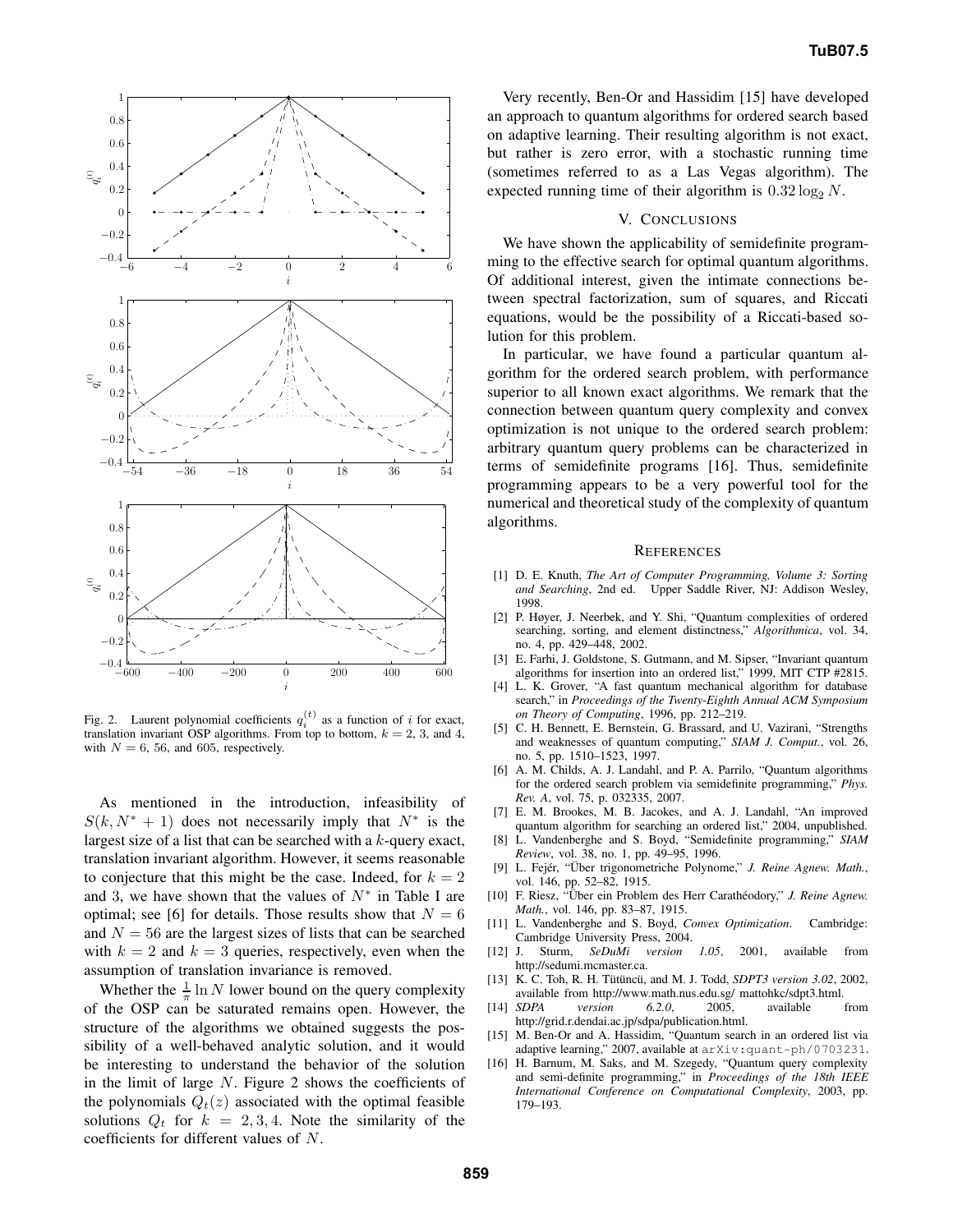1

0.8

0.6

0.4

$q_i^{(t)}$

0.2

0

−0.2

−0.4

−6 −4 −2 0 2 4 6

$i$

1

0.8

0.6

0.4

$q_i^{(t)}$

0.2

0

−0.2

−0.4

−54 −36 −18 0 18 36 54

$i$

1

0.8

0.6

0.4

$q_i^{(t)}$

0.2

0

−0.2

−0.4

−600 −400 −200 0 200 400 600

$i$

Fig. 2. Laurent polynomial coefficients $q_i^{(t)}$ as a function of $i$ for exact, translation invariant OSP algorithms. From top to bottom, $k = 2$, 3, and 4, with $N = 6$, 56, and 605, respectively.

As mentioned in the introduction, infeasibility of $S(k, N^* + 1)$ does not necessarily imply that $N^*$ is the largest size of a list that can be searched with a $k$-query exact, translation invariant algorithm. However, it seems reasonable to conjecture that this might be the case. Indeed, for $k = 2$ and 3, we have shown that the values of $N^*$ in Table I are optimal; see [6] for details. Those results show that $N = 6$ and $N = 56$ are the largest sizes of lists that can be searched with $k = 2$ and $k = 3$ queries, respectively, even when the assumption of translation invariance is removed.

Whether the $\frac{1}{\pi} \ln N$ lower bound on the query complexity of the OSP can be saturated remains open. However, the structure of the algorithms we obtained suggests the possibility of a well-behaved analytic solution, and it would be interesting to understand the behavior of the solution in the limit of large $N$. Figure 2 shows the coefficients of the polynomials $Q_t(z)$ associated with the optimal feasible solutions $Q_t$ for $k = 2, 3, 4$. Note the similarity of the coefficients for different values of $N$.

Very recently, Ben-Or and Hassidim [15] have developed an approach to quantum algorithms for ordered search based on adaptive learning. Their resulting algorithm is not exact, but rather is zero error, with a stochastic running time (sometimes referred to as a Las Vegas algorithm). The expected running time of their algorithm is $0.32 \log_2 N$.

## V. Conclusions

We have shown the applicability of semidefinite programming to the effective search for optimal quantum algorithms. Of additional interest, given the intimate connections between spectral factorization, sum of squares, and Riccati equations, would be the possibility of a Riccati-based solution for this problem.

In particular, we have found a particular quantum algorithm for the ordered search problem, with performance superior to all known exact algorithms. We remark that the connection between quantum query complexity and convex optimization is not unique to the ordered search problem: arbitrary quantum query problems can be characterized in terms of semidefinite programs [16]. Thus, semidefinite programming appears to be a very powerful tool for the numerical and theoretical study of the complexity of quantum algorithms.

## References

[1] D. E. Knuth, *The Art of Computer Programming, Volume 3: Sorting and Searching*, 2nd ed. Upper Saddle River, NJ: Addison Wesley, 1998.

[2] P. Høyer, J. Neerbek, and Y. Shi, "Quantum complexities of ordered searching, sorting, and element distinctness," *Algorithmica*, vol. 34, no. 4, pp. 429–448, 2002.

[3] E. Farhi, J. Goldstone, S. Gutmann, and M. Sipser, "Invariant quantum algorithms for insertion into an ordered list," 1999, MIT CTP #2815.

[4] L. K. Grover, "A fast quantum mechanical algorithm for database search," in *Proceedings of the Twenty-Eighth Annual ACM Symposium on Theory of Computing*, 1996, pp. 212–219.

[5] C. H. Bennett, E. Bernstein, G. Brassard, and U. Vazirani, "Strengths and weaknesses of quantum computing," *SIAM J. Comput.*, vol. 26, no. 5, pp. 1510–1523, 1997.

[6] A. M. Childs, A. J. Landahl, and P. A. Parrilo, "Quantum algorithms for the ordered search problem via semidefinite programming," *Phys. Rev. A*, vol. 75, p. 032335, 2007.

[7] E. M. Brookes, M. B. Jacokes, and A. J. Landahl, "An improved quantum algorithm for searching an ordered list," 2004, unpublished.

[8] L. Vandenberghe and S. Boyd, "Semidefinite programming," *SIAM Review*, vol. 38, no. 1, pp. 49–95, 1996.

[9] L. Fejér, "Über trigonometriche Polynome," *J. Reine Agnew. Math.*, vol. 146, pp. 52–82, 1915.

[10] F. Riesz, "Über ein Problem des Herr Carathéodory," *J. Reine Agnew. Math.*, vol. 146, pp. 83–87, 1915.

[11] L. Vandenberghe and S. Boyd, *Convex Optimization*. Cambridge: Cambridge University Press, 2004.

[12] J. Sturm, *SeDuMi version 1.05*, 2001, available from http://sedumi.mcmaster.ca.

[13] K. C. Toh, R. H. Tütüncü, and M. J. Todd, *SDPT3 version 3.02*, 2002, available from http://www.math.nus.edu.sg/ mattohkc/sdpt3.html.

[14] *SDPA version 6.2.0*, 2005, available from http://grid.r.dendai.ac.jp/sdpa/publication.html.

[15] M. Ben-Or and A. Hassidim, "Quantum search in an ordered list via adaptive learning," 2007, available at arXiv:quant-ph/0703231.

[16] H. Barnum, M. Saks, and M. Szegedy, "Quantum query complexity and semi-definite programming," in *Proceedings of the 18th IEEE International Conference on Computational Complexity*, 2003, pp. 179–193.